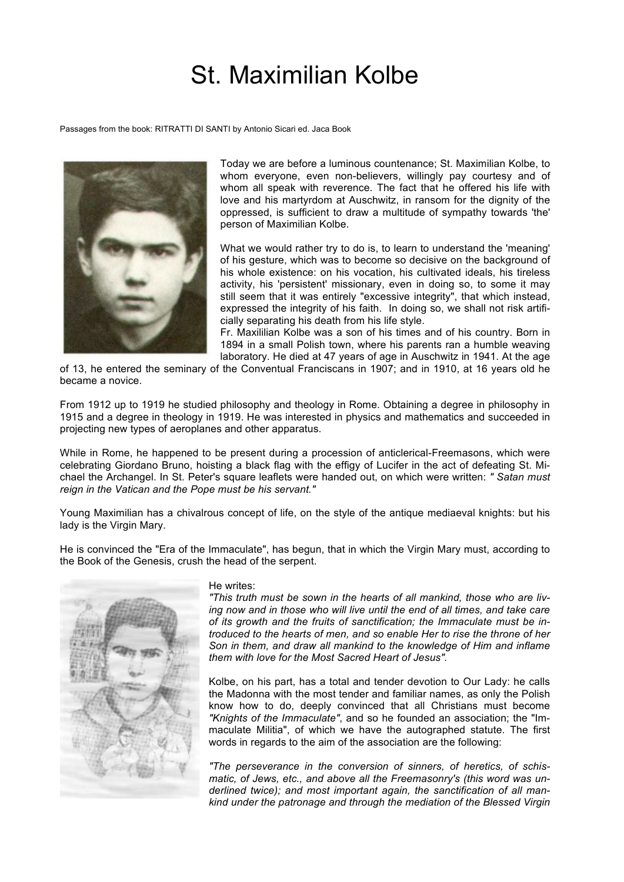# St. Maximilian Kolbe

Passages from the book: RITRATTI DI SANTI by Antonio Sicari ed. Jaca Book

Today we are before a luminous countenance; St. Maximilian Kolbe, to whom everyone, even non-believers, willingly pay courtesy and of whom all speak with reverence. The fact that he offered his life with love and his martyrdom at Auschwitz, in ransom for the dignity of the oppressed, is sufficient to draw a multitude of sympathy towards 'the' person of Maximilian Kolbe.

What we would rather try to do is, to learn to understand the 'meaning' of his gesture, which was to become so decisive on the background of his whole existence: on his vocation, his cultivated ideals, his tireless activity, his 'persistent' missionary, even in doing so, to some it may still seem that it was entirely "excessive integrity", that which instead, expressed the integrity of his faith. In doing so, we shall not risk artificially separating his death from his life style.

Fr. Maxililian Kolbe was a son of his times and of his country. Born in 1894 in a small Polish town, where his parents ran a humble weaving laboratory. He died at 47 years of age in Auschwitz in 1941. At the age of 13, he entered the seminary of the Conventual Franciscans in 1907; and in 1910, at 16 years old he became a novice.

From 1912 up to 1919 he studied philosophy and theology in Rome. Obtaining a degree in philosophy in 1915 and a degree in theology in 1919. He was interested in physics and mathematics and succeeded in projecting new types of aeroplanes and other apparatus.

While in Rome, he happened to be present during a procession of anticlerical-Freemasons, which were celebrating Giordano Bruno, hoisting a black flag with the effigy of Lucifer in the act of defeating St. Michael the Archangel. In St. Peter's square leaflets were handed out, on which were written: *" Satan must reign in the Vatican and the Pope must be his servant."*

Young Maximilian has a chivalrous concept of life, on the style of the antique mediaeval knights: but his lady is the Virgin Mary.

He is convinced the "Era of the Immaculate", has begun, that in which the Virgin Mary must, according to the Book of the Genesis, crush the head of the serpent.

He writes:

*"This truth must be sown in the hearts of all mankind, those who are living now and in those who will live until the end of all times, and take care of its growth and the fruits of sanctification; the Immaculate must be introduced to the hearts of men, and so enable Her to rise the throne of her Son in them, and draw all mankind to the knowledge of Him and inflame them with love for the Most Sacred Heart of Jesus".*

Kolbe, on his part, has a total and tender devotion to Our Lady: he calls the Madonna with the most tender and familiar names, as only the Polish know how to do, deeply convinced that all Christians must become *"Knights of the Immaculate"*, and so he founded an association; the "Immaculate Militia", of which we have the autographed statute. The first words in regards to the aim of the association are the following:

*"The perseverance in the conversion of sinners, of heretics, of schismatic, of Jews, etc., and above all the Freemasonry's (this word was underlined twice); and most important again, the sanctification of all mankind under the patronage and through the mediation of the Blessed Virgin*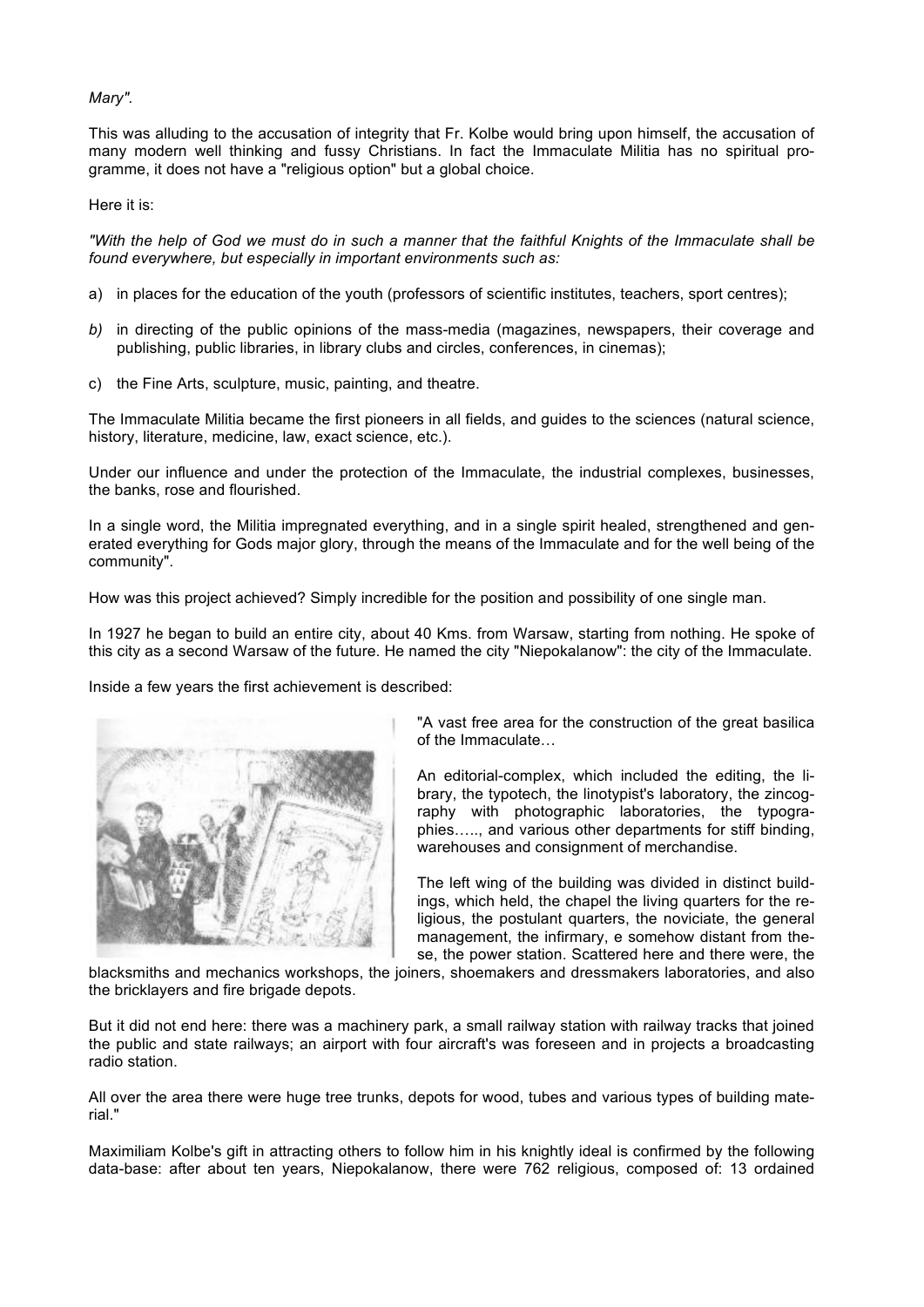*Mary".*

This was alluding to the accusation of integrity that Fr. Kolbe would bring upon himself, the accusation of many modern well thinking and fussy Christians. In fact the Immaculate Militia has no spiritual programme, it does not have a "religious option" but a global choice.

Here it is:

*"With the help of God we must do in such a manner that the faithful Knights of the Immaculate shall be found everywhere, but especially in important environments such as:*

a) in places for the education of the youth (professors of scientific institutes, teachers, sport centres);

*b)* in directing of the public opinions of the mass-media (magazines, newspapers, their coverage and publishing, public libraries, in library clubs and circles, conferences, in cinemas);

c) the Fine Arts, sculpture, music, painting, and theatre.

The Immaculate Militia became the first pioneers in all fields, and guides to the sciences (natural science, history, literature, medicine, law, exact science, etc.).

Under our influence and under the protection of the Immaculate, the industrial complexes, businesses, the banks, rose and flourished.

In a single word, the Militia impregnated everything, and in a single spirit healed, strengthened and generated everything for Gods major glory, through the means of the Immaculate and for the well being of the community".

How was this project achieved? Simply incredible for the position and possibility of one single man.

In 1927 he began to build an entire city, about 40 Kms. from Warsaw, starting from nothing. He spoke of this city as a second Warsaw of the future. He named the city "Niepokalanow": the city of the Immaculate.

Inside a few years the first achievement is described:

"A vast free area for the construction of the great basilica of the Immaculate…

An editorial-complex, which included the editing, the library, the typotech, the linotypist's laboratory, the zincography with photographic laboratories, the typographies….., and various other departments for stiff binding, warehouses and consignment of merchandise.

The left wing of the building was divided in distinct buildings, which held, the chapel the living quarters for the religious, the postulant quarters, the noviciate, the general management, the infirmary, e somehow distant from these, the power station. Scattered here and there were, the blacksmiths and mechanics workshops, the joiners, shoemakers and dressmakers laboratories, and also the bricklayers and fire brigade depots.

But it did not end here: there was a machinery park, a small railway station with railway tracks that joined the public and state railways; an airport with four aircraft's was foreseen and in projects a broadcasting radio station.

All over the area there were huge tree trunks, depots for wood, tubes and various types of building material."

Maximiliam Kolbe's gift in attracting others to follow him in his knightly ideal is confirmed by the following data-base: after about ten years, Niepokalanow, there were 762 religious, composed of: 13 ordained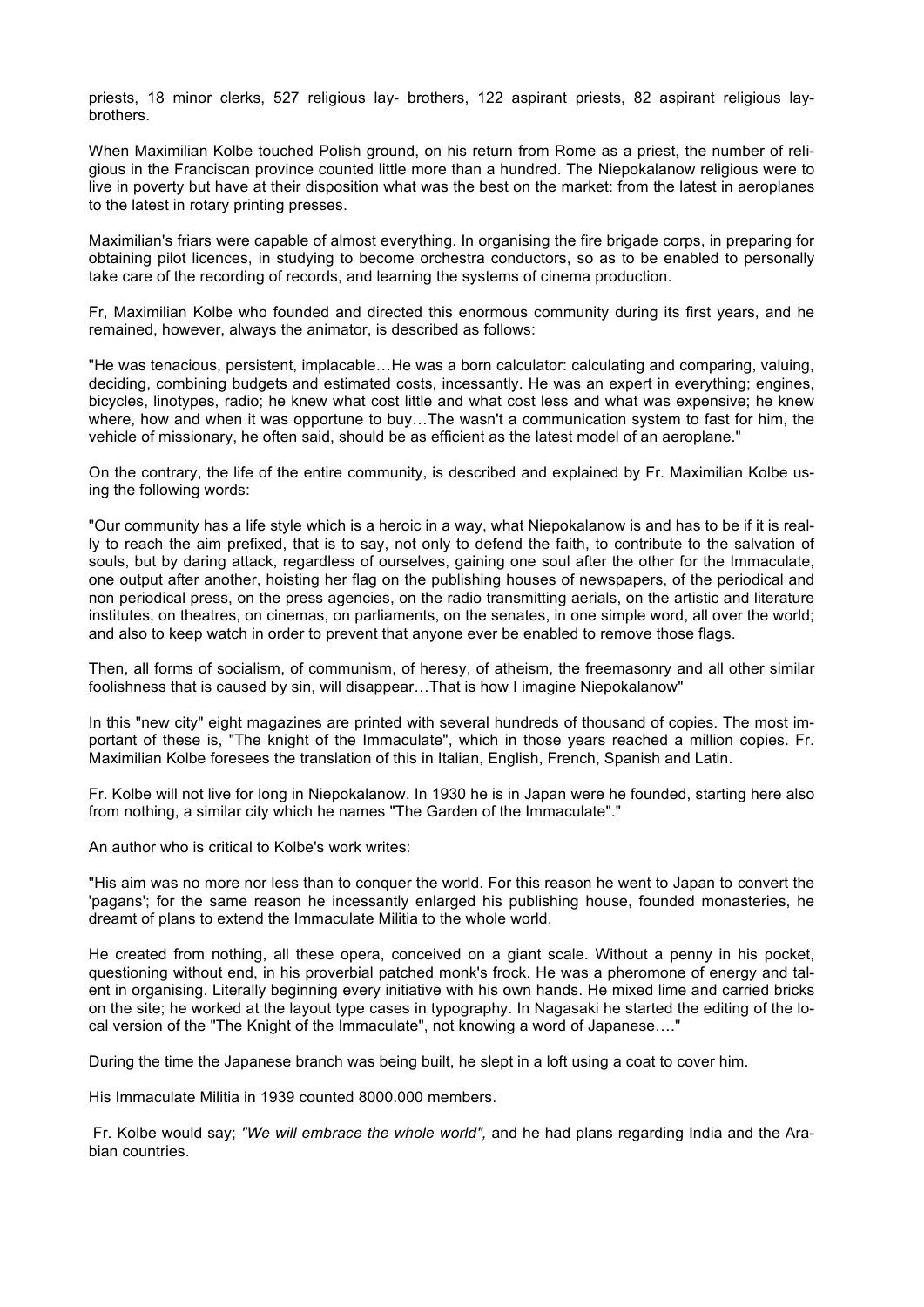priests, 18 minor clerks, 527 religious lay- brothers, 122 aspirant priests, 82 aspirant religious lay-brothers.

When Maximilian Kolbe touched Polish ground, on his return from Rome as a priest, the number of religious in the Franciscan province counted little more than a hundred. The Niepokalanow religious were to live in poverty but have at their disposition what was the best on the market: from the latest in aeroplanes to the latest in rotary printing presses.

Maximilian's friars were capable of almost everything. In organising the fire brigade corps, in preparing for obtaining pilot licences, in studying to become orchestra conductors, so as to be enabled to personally take care of the recording of records, and learning the systems of cinema production.

Fr, Maximilian Kolbe who founded and directed this enormous community during its first years, and he remained, however, always the animator, is described as follows:

"He was tenacious, persistent, implacable…He was a born calculator: calculating and comparing, valuing, deciding, combining budgets and estimated costs, incessantly. He was an expert in everything; engines, bicycles, linotypes, radio; he knew what cost little and what cost less and what was expensive; he knew where, how and when it was opportune to buy…The wasn't a communication system to fast for him, the vehicle of missionary, he often said, should be as efficient as the latest model of an aeroplane."

On the contrary, the life of the entire community, is described and explained by Fr. Maximilian Kolbe using the following words:

"Our community has a life style which is a heroic in a way, what Niepokalanow is and has to be if it is really to reach the aim prefixed, that is to say, not only to defend the faith, to contribute to the salvation of souls, but by daring attack, regardless of ourselves, gaining one soul after the other for the Immaculate, one output after another, hoisting her flag on the publishing houses of newspapers, of the periodical and non periodical press, on the press agencies, on the radio transmitting aerials, on the artistic and literature institutes, on theatres, on cinemas, on parliaments, on the senates, in one simple word, all over the world; and also to keep watch in order to prevent that anyone ever be enabled to remove those flags.

Then, all forms of socialism, of communism, of heresy, of atheism, the freemasonry and all other similar foolishness that is caused by sin, will disappear…That is how I imagine Niepokalanow"

In this "new city" eight magazines are printed with several hundreds of thousand of copies. The most important of these is, "The knight of the Immaculate", which in those years reached a million copies. Fr. Maximilian Kolbe foresees the translation of this in Italian, English, French, Spanish and Latin.

Fr. Kolbe will not live for long in Niepokalanow. In 1930 he is in Japan were he founded, starting here also from nothing, a similar city which he names "The Garden of the Immaculate"."

An author who is critical to Kolbe's work writes:

"His aim was no more nor less than to conquer the world. For this reason he went to Japan to convert the 'pagans'; for the same reason he incessantly enlarged his publishing house, founded monasteries, he dreamt of plans to extend the Immaculate Militia to the whole world.

He created from nothing, all these opera, conceived on a giant scale. Without a penny in his pocket, questioning without end, in his proverbial patched monk's frock. He was a pheromone of energy and talent in organising. Literally beginning every initiative with his own hands. He mixed lime and carried bricks on the site; he worked at the layout type cases in typography. In Nagasaki he started the editing of the local version of the "The Knight of the Immaculate", not knowing a word of Japanese…."

During the time the Japanese branch was being built, he slept in a loft using a coat to cover him.

His Immaculate Militia in 1939 counted 8000.000 members.

Fr. Kolbe would say; *"We will embrace the whole world",* and he had plans regarding India and the Arabian countries.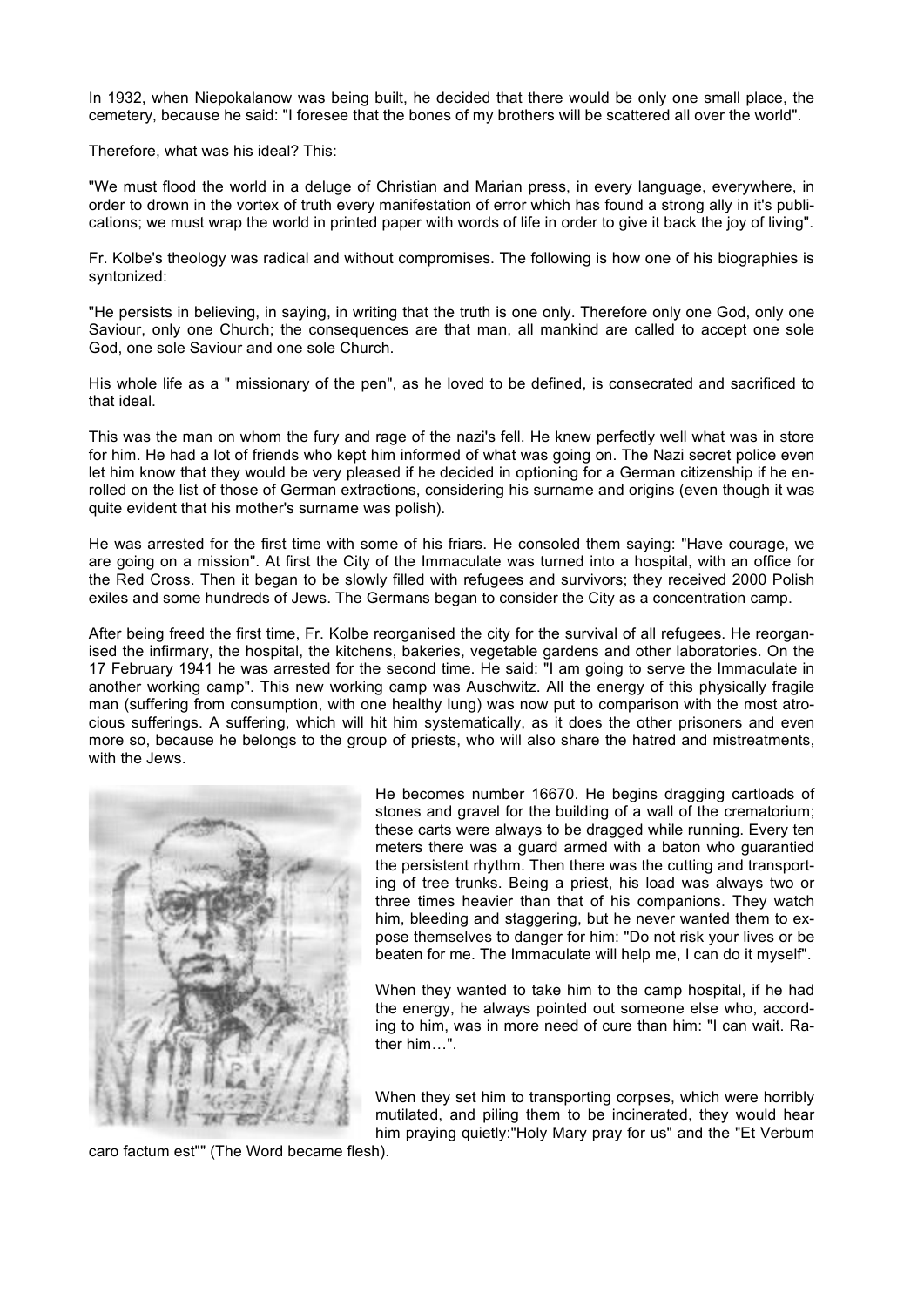In 1932, when Niepokalanow was being built, he decided that there would be only one small place, the cemetery, because he said: "I foresee that the bones of my brothers will be scattered all over the world".

Therefore, what was his ideal? This:

"We must flood the world in a deluge of Christian and Marian press, in every language, everywhere, in order to drown in the vortex of truth every manifestation of error which has found a strong ally in it's publications; we must wrap the world in printed paper with words of life in order to give it back the joy of living".

Fr. Kolbe's theology was radical and without compromises. The following is how one of his biographies is syntonized:

"He persists in believing, in saying, in writing that the truth is one only. Therefore only one God, only one Saviour, only one Church; the consequences are that man, all mankind are called to accept one sole God, one sole Saviour and one sole Church.

His whole life as a " missionary of the pen", as he loved to be defined, is consecrated and sacrificed to that ideal.

This was the man on whom the fury and rage of the nazi's fell. He knew perfectly well what was in store for him. He had a lot of friends who kept him informed of what was going on. The Nazi secret police even let him know that they would be very pleased if he decided in optioning for a German citizenship if he enrolled on the list of those of German extractions, considering his surname and origins (even though it was quite evident that his mother's surname was polish).

He was arrested for the first time with some of his friars. He consoled them saying: "Have courage, we are going on a mission". At first the City of the Immaculate was turned into a hospital, with an office for the Red Cross. Then it began to be slowly filled with refugees and survivors; they received 2000 Polish exiles and some hundreds of Jews. The Germans began to consider the City as a concentration camp.

After being freed the first time, Fr. Kolbe reorganised the city for the survival of all refugees. He reorganised the infirmary, the hospital, the kitchens, bakeries, vegetable gardens and other laboratories. On the 17 February 1941 he was arrested for the second time. He said: "I am going to serve the Immaculate in another working camp". This new working camp was Auschwitz. All the energy of this physically fragile man (suffering from consumption, with one healthy lung) was now put to comparison with the most atrocious sufferings. A suffering, which will hit him systematically, as it does the other prisoners and even more so, because he belongs to the group of priests, who will also share the hatred and mistreatments, with the Jews.

He becomes number 16670. He begins dragging cartloads of stones and gravel for the building of a wall of the crematorium; these carts were always to be dragged while running. Every ten meters there was a guard armed with a baton who guarantied the persistent rhythm. Then there was the cutting and transporting of tree trunks. Being a priest, his load was always two or three times heavier than that of his companions. They watch him, bleeding and staggering, but he never wanted them to expose themselves to danger for him: "Do not risk your lives or be beaten for me. The Immaculate will help me, I can do it myself".

When they wanted to take him to the camp hospital, if he had the energy, he always pointed out someone else who, according to him, was in more need of cure than him: "I can wait. Rather him…".

When they set him to transporting corpses, which were horribly mutilated, and piling them to be incinerated, they would hear him praying quietly:"Holy Mary pray for us" and the "Et Verbum caro factum est"" (The Word became flesh).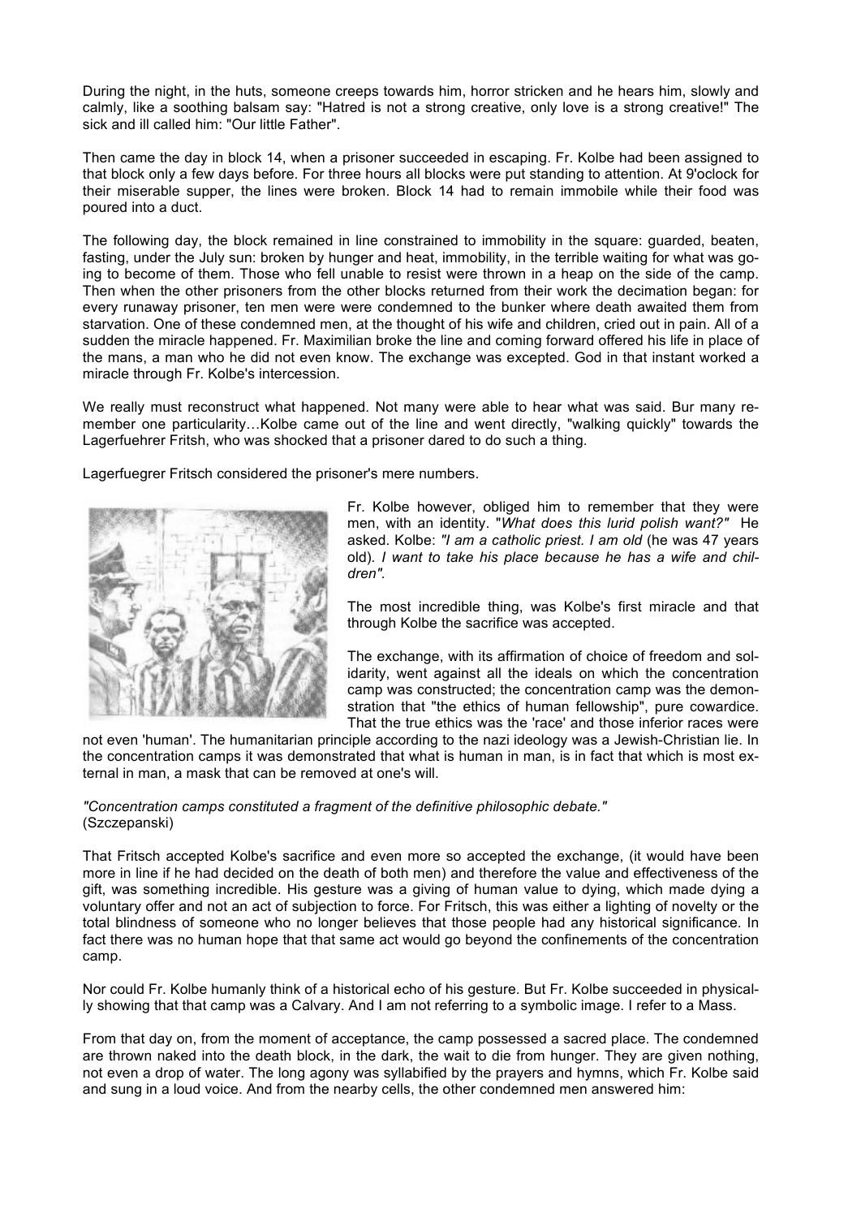During the night, in the huts, someone creeps towards him, horror stricken and he hears him, slowly and calmly, like a soothing balsam say: "Hatred is not a strong creative, only love is a strong creative!" The sick and ill called him: "Our little Father".

Then came the day in block 14, when a prisoner succeeded in escaping. Fr. Kolbe had been assigned to that block only a few days before. For three hours all blocks were put standing to attention. At 9'oclock for their miserable supper, the lines were broken. Block 14 had to remain immobile while their food was poured into a duct.

The following day, the block remained in line constrained to immobility in the square: guarded, beaten, fasting, under the July sun: broken by hunger and heat, immobility, in the terrible waiting for what was going to become of them. Those who fell unable to resist were thrown in a heap on the side of the camp. Then when the other prisoners from the other blocks returned from their work the decimation began: for every runaway prisoner, ten men were were condemned to the bunker where death awaited them from starvation. One of these condemned men, at the thought of his wife and children, cried out in pain. All of a sudden the miracle happened. Fr. Maximilian broke the line and coming forward offered his life in place of the mans, a man who he did not even know. The exchange was excepted. God in that instant worked a miracle through Fr. Kolbe's intercession.

We really must reconstruct what happened. Not many were able to hear what was said. Bur many remember one particularity…Kolbe came out of the line and went directly, "walking quickly" towards the Lagerfuehrer Fritsh, who was shocked that a prisoner dared to do such a thing.

Lagerfuegrer Fritsch considered the prisoner's mere numbers.

Fr. Kolbe however, obliged him to remember that they were men, with an identity. "*What does this lurid polish want?"* He asked. Kolbe: *"I am a catholic priest. I am old* (he was 47 years old)*. I want to take his place because he has a wife and children".*

The most incredible thing, was Kolbe's first miracle and that through Kolbe the sacrifice was accepted.

The exchange, with its affirmation of choice of freedom and solidarity, went against all the ideals on which the concentration camp was constructed; the concentration camp was the demonstration that "the ethics of human fellowship", pure cowardice. That the true ethics was the 'race' and those inferior races were not even 'human'. The humanitarian principle according to the nazi ideology was a Jewish-Christian lie. In the concentration camps it was demonstrated that what is human in man, is in fact that which is most external in man, a mask that can be removed at one's will.

*"Concentration camps constituted a fragment of the definitive philosophic debate."*
(Szczepanski)

That Fritsch accepted Kolbe's sacrifice and even more so accepted the exchange, (it would have been more in line if he had decided on the death of both men) and therefore the value and effectiveness of the gift, was something incredible. His gesture was a giving of human value to dying, which made dying a voluntary offer and not an act of subjection to force. For Fritsch, this was either a lighting of novelty or the total blindness of someone who no longer believes that those people had any historical significance. In fact there was no human hope that that same act would go beyond the confinements of the concentration camp.

Nor could Fr. Kolbe humanly think of a historical echo of his gesture. But Fr. Kolbe succeeded in physically showing that that camp was a Calvary. And I am not referring to a symbolic image. I refer to a Mass.

From that day on, from the moment of acceptance, the camp possessed a sacred place. The condemned are thrown naked into the death block, in the dark, the wait to die from hunger. They are given nothing, not even a drop of water. The long agony was syllabified by the prayers and hymns, which Fr. Kolbe said and sung in a loud voice. And from the nearby cells, the other condemned men answered him: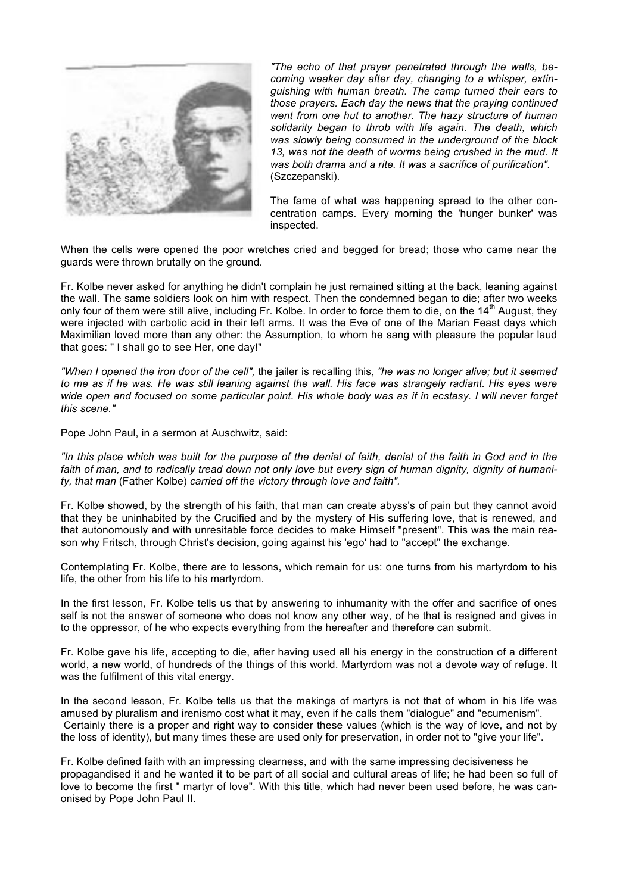*"The echo of that prayer penetrated through the walls, becoming weaker day after day, changing to a whisper, extinguishing with human breath. The camp turned their ears to those prayers. Each day the news that the praying continued went from one hut to another. The hazy structure of human solidarity began to throb with life again. The death, which was slowly being consumed in the underground of the block 13, was not the death of worms being crushed in the mud. It was both drama and a rite. It was a sacrifice of purification".* (Szczepanski).

The fame of what was happening spread to the other concentration camps. Every morning the 'hunger bunker' was inspected.

When the cells were opened the poor wretches cried and begged for bread; those who came near the guards were thrown brutally on the ground.

Fr. Kolbe never asked for anything he didn't complain he just remained sitting at the back, leaning against the wall. The same soldiers look on him with respect. Then the condemned began to die; after two weeks only four of them were still alive, including Fr. Kolbe. In order to force them to die, on the 14th August, they were injected with carbolic acid in their left arms. It was the Eve of one of the Marian Feast days which Maximilian loved more than any other: the Assumption, to whom he sang with pleasure the popular laud that goes: " I shall go to see Her, one day!"

*"When I opened the iron door of the cell",* the jailer is recalling this, *"he was no longer alive; but it seemed to me as if he was. He was still leaning against the wall. His face was strangely radiant. His eyes were wide open and focused on some particular point. His whole body was as if in ecstasy. I will never forget this scene."*

Pope John Paul, in a sermon at Auschwitz, said:

*"In this place which was built for the purpose of the denial of faith, denial of the faith in God and in the faith of man, and to radically tread down not only love but every sign of human dignity, dignity of humanity, that man* (Father Kolbe) *carried off the victory through love and faith".*

Fr. Kolbe showed, by the strength of his faith, that man can create abyss's of pain but they cannot avoid that they be uninhabited by the Crucified and by the mystery of His suffering love, that is renewed, and that autonomously and with unresitable force decides to make Himself "present". This was the main reason why Fritsch, through Christ's decision, going against his 'ego' had to "accept" the exchange.

Contemplating Fr. Kolbe, there are to lessons, which remain for us: one turns from his martyrdom to his life, the other from his life to his martyrdom.

In the first lesson, Fr. Kolbe tells us that by answering to inhumanity with the offer and sacrifice of ones self is not the answer of someone who does not know any other way, of he that is resigned and gives in to the oppressor, of he who expects everything from the hereafter and therefore can submit.

Fr. Kolbe gave his life, accepting to die, after having used all his energy in the construction of a different world, a new world, of hundreds of the things of this world. Martyrdom was not a devote way of refuge. It was the fulfilment of this vital energy.

In the second lesson, Fr. Kolbe tells us that the makings of martyrs is not that of whom in his life was amused by pluralism and irenismo cost what it may, even if he calls them "dialogue" and "ecumenism". Certainly there is a proper and right way to consider these values (which is the way of love, and not by the loss of identity), but many times these are used only for preservation, in order not to "give your life".

Fr. Kolbe defined faith with an impressing clearness, and with the same impressing decisiveness he propagandised it and he wanted it to be part of all social and cultural areas of life; he had been so full of love to become the first " martyr of love". With this title, which had never been used before, he was canonised by Pope John Paul II.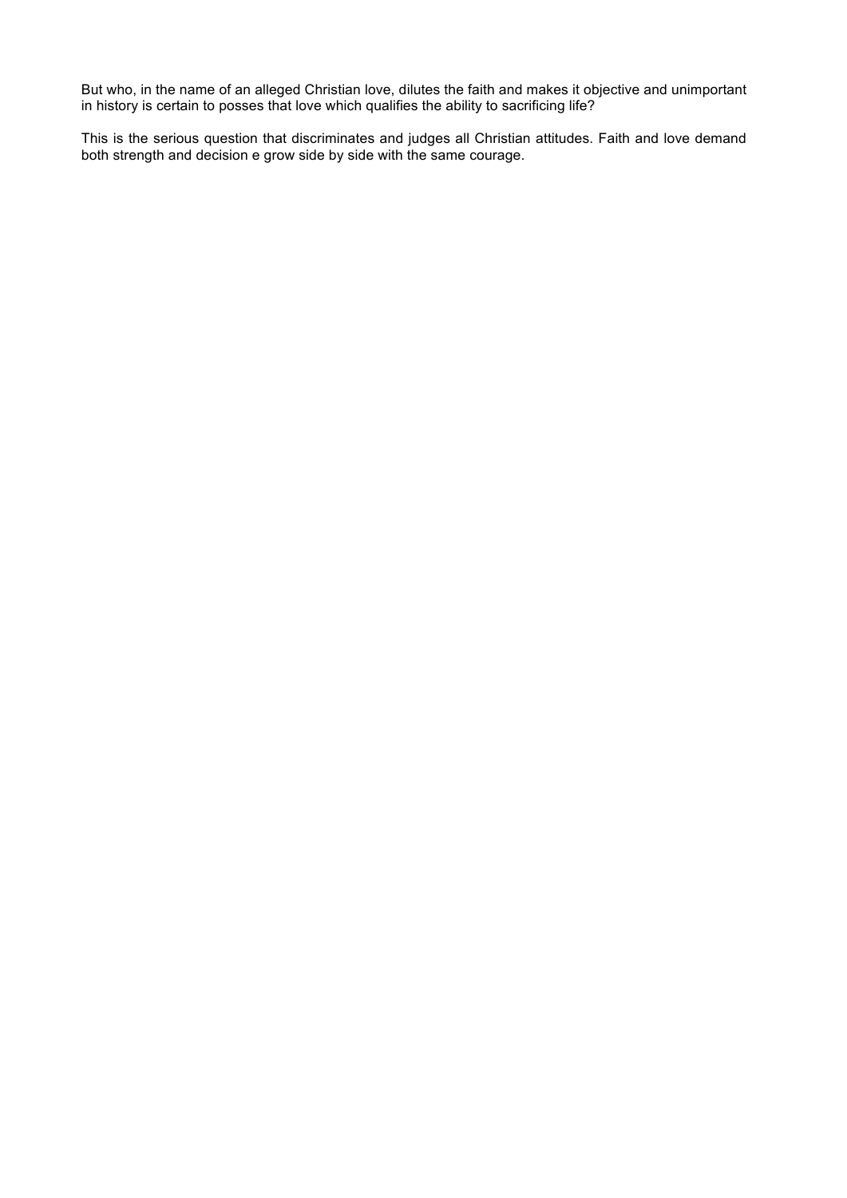But who, in the name of an alleged Christian love, dilutes the faith and makes it objective and unimportant in history is certain to posses that love which qualifies the ability to sacrificing life?

This is the serious question that discriminates and judges all Christian attitudes. Faith and love demand both strength and decision e grow side by side with the same courage.